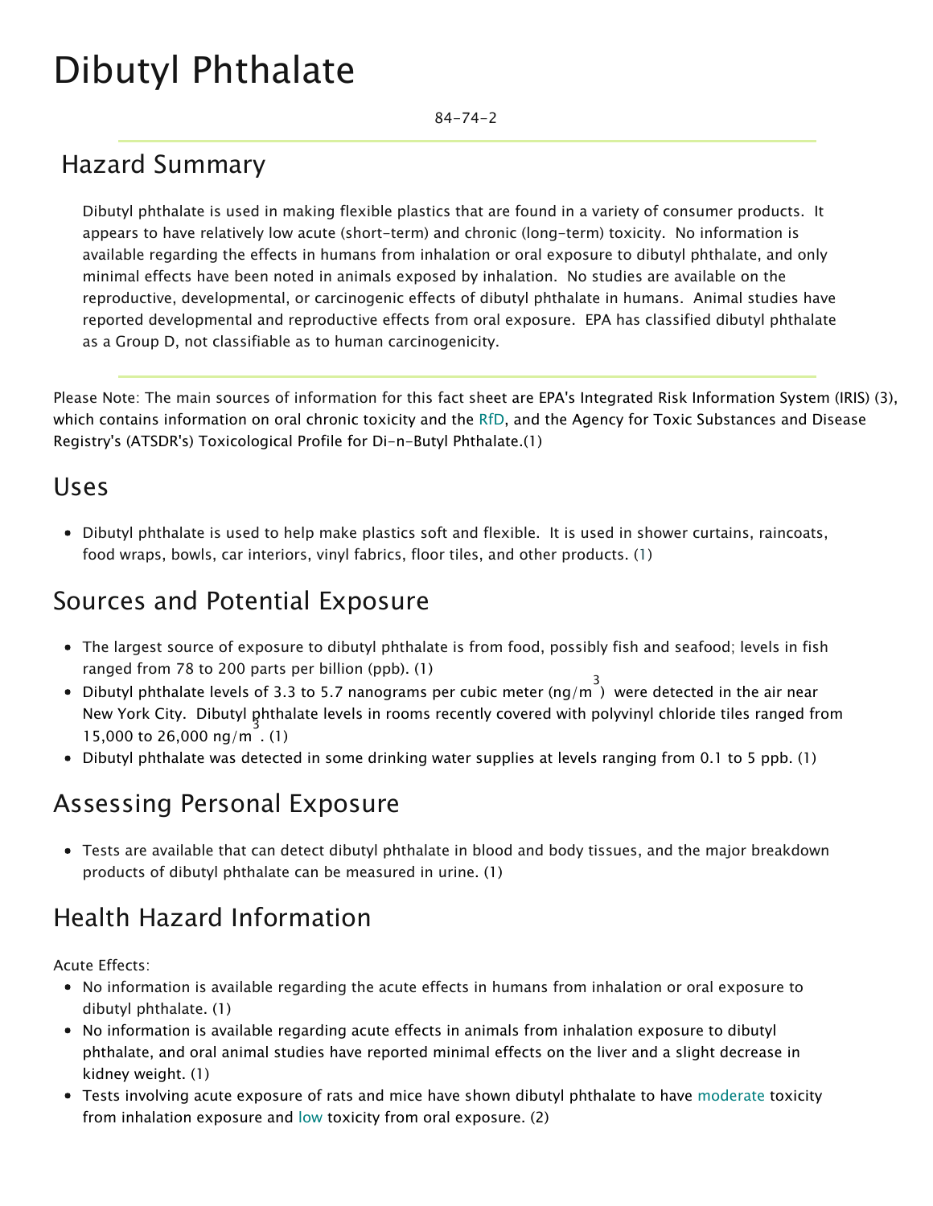# Dibutyl Phthalate

84-74-2

## Hazard Summary

Dibutyl phthalate is used in making flexible plastics that are found in a variety of consumer products. It appears to have relatively low acute (short-term) and chronic (long-term) toxicity. No information is available regarding the effects in humans from inhalation or oral exposure to dibutyl phthalate, and only minimal effects have been noted in animals exposed by inhalation. No studies are available on the reproductive, developmental, or carcinogenic effects of dibutyl phthalate in humans. Animal studies have reported developmental and reproductive effects from oral exposure. EPA has classified dibutyl phthalate as a Group D, not classifiable as to human carcinogenicity.

Please Note: The main sources of information for this fact sheet are EPA's Integrated Risk Information System (IRIS) (3), which contains information on oral chronic toxicity and the RfD, and the Agency for Toxic Substances and Disease Registry's (ATSDR's) Toxicological Profile for Di-n-Butyl Phthalate.(1)

## Uses

- Dibutyl phthalate is used to help make plastics soft and flexible. It is used in shower curtains, raincoats, food wraps, bowls, car interiors, vinyl fabrics, floor tiles, and other products. (1)

## Sources and Potential Exposure

- The largest source of exposure to dibutyl phthalate is from food, possibly fish and seafood; levels in fish ranged from 78 to 200 parts per billion (ppb). (1)
- Dibutyl phthalate levels of 3.3 to 5.7 nanograms per cubic meter ($ng/m^3$) were detected in the air near New York City. Dibutyl phthalate levels in rooms recently covered with polyvinyl chloride tiles ranged from 15,000 to 26,000 $ng/m^3$. (1)
- Dibutyl phthalate was detected in some drinking water supplies at levels ranging from 0.1 to 5 ppb. (1)

## Assessing Personal Exposure

- Tests are available that can detect dibutyl phthalate in blood and body tissues, and the major breakdown products of dibutyl phthalate can be measured in urine. (1)

## Health Hazard Information

Acute Effects:

- No information is available regarding the acute effects in humans from inhalation or oral exposure to dibutyl phthalate. (1)
- No information is available regarding acute effects in animals from inhalation exposure to dibutyl phthalate, and oral animal studies have reported minimal effects on the liver and a slight decrease in kidney weight. (1)
- Tests involving acute exposure of rats and mice have shown dibutyl phthalate to have moderate toxicity from inhalation exposure and low toxicity from oral exposure. (2)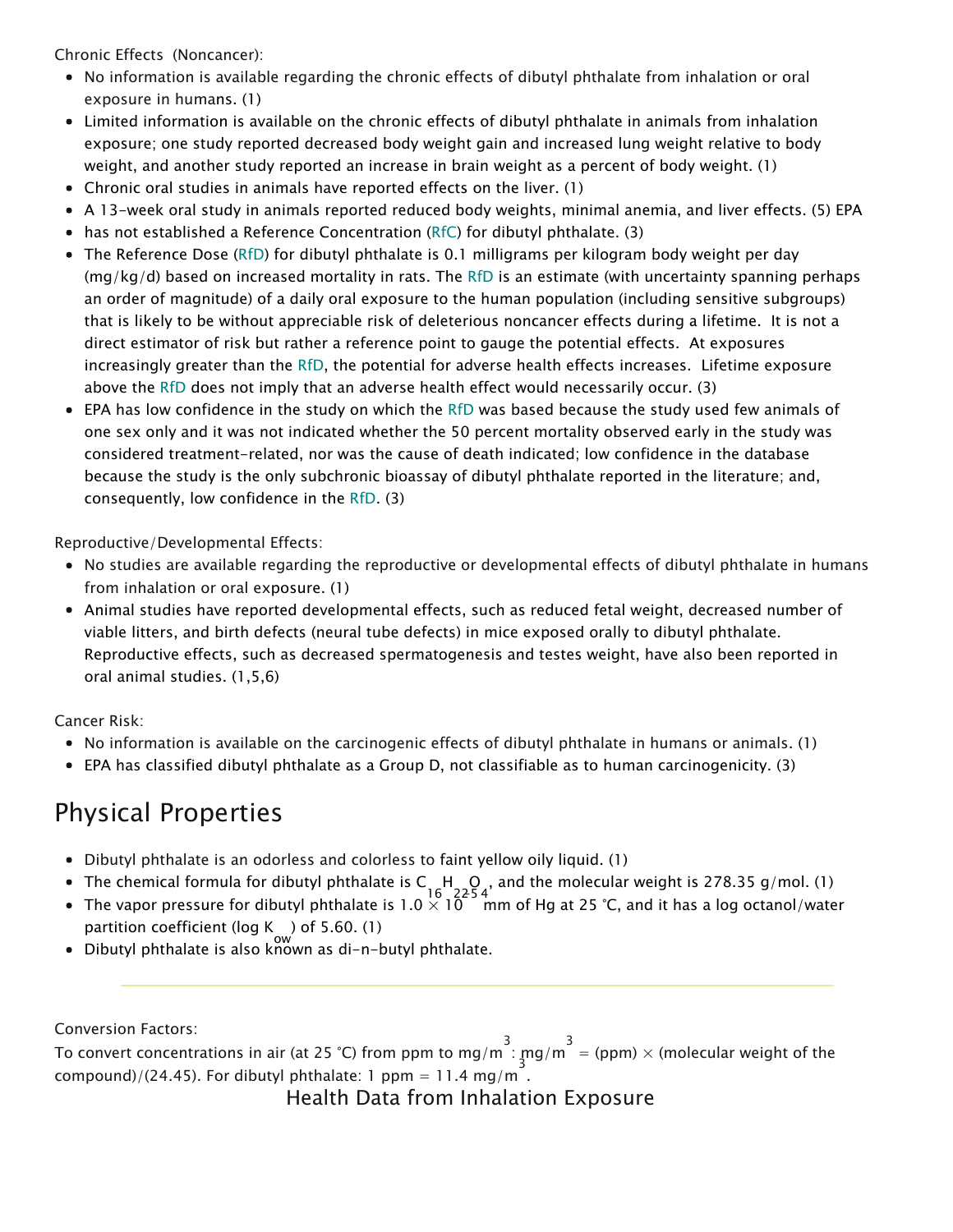Chronic Effects (Noncancer):

- No information is available regarding the chronic effects of dibutyl phthalate from inhalation or oral exposure in humans. (1)
- Limited information is available on the chronic effects of dibutyl phthalate in animals from inhalation exposure; one study reported decreased body weight gain and increased lung weight relative to body weight, and another study reported an increase in brain weight as a percent of body weight. (1)
- Chronic oral studies in animals have reported effects on the liver. (1)
- A 13-week oral study in animals reported reduced body weights, minimal anemia, and liver effects. (5) EPA
- has not established a Reference Concentration (RfC) for dibutyl phthalate. (3)
- The Reference Dose (RfD) for dibutyl phthalate is 0.1 milligrams per kilogram body weight per day (mg/kg/d) based on increased mortality in rats. The RfD is an estimate (with uncertainty spanning perhaps an order of magnitude) of a daily oral exposure to the human population (including sensitive subgroups) that is likely to be without appreciable risk of deleterious noncancer effects during a lifetime. It is not a direct estimator of risk but rather a reference point to gauge the potential effects. At exposures increasingly greater than the RfD, the potential for adverse health effects increases. Lifetime exposure above the RfD does not imply that an adverse health effect would necessarily occur. (3)
- EPA has low confidence in the study on which the RfD was based because the study used few animals of one sex only and it was not indicated whether the 50 percent mortality observed early in the study was considered treatment-related, nor was the cause of death indicated; low confidence in the database because the study is the only subchronic bioassay of dibutyl phthalate reported in the literature; and, consequently, low confidence in the RfD. (3)

Reproductive/Developmental Effects:

- No studies are available regarding the reproductive or developmental effects of dibutyl phthalate in humans from inhalation or oral exposure. (1)
- Animal studies have reported developmental effects, such as reduced fetal weight, decreased number of viable litters, and birth defects (neural tube defects) in mice exposed orally to dibutyl phthalate. Reproductive effects, such as decreased spermatogenesis and testes weight, have also been reported in oral animal studies. (1,5,6)

Cancer Risk:

- No information is available on the carcinogenic effects of dibutyl phthalate in humans or animals. (1)
- EPA has classified dibutyl phthalate as a Group D, not classifiable as to human carcinogenicity. (3)

# Physical Properties

- Dibutyl phthalate is an odorless and colorless to faint yellow oily liquid. (1)
- The chemical formula for dibutyl phthalate is $C_{16}H_{22}O_4$, and the molecular weight is 278.35 g/mol. (1)
- The vapor pressure for dibutyl phthalate is $1.0 \times 10^{-5}$ mm of Hg at 25 °C, and it has a log octanol/water partition coefficient (log $K_{ow}$) of 5.60. (1)
- Dibutyl phthalate is also known as di-n-butyl phthalate.

---

Conversion Factors:
To convert concentrations in air (at 25 °C) from ppm to $mg/m^3$: $mg/m^3$ = (ppm) × (molecular weight of the compound)/(24.45). For dibutyl phthalate: 1 ppm = 11.4 $mg/m^3$.

Health Data from Inhalation Exposure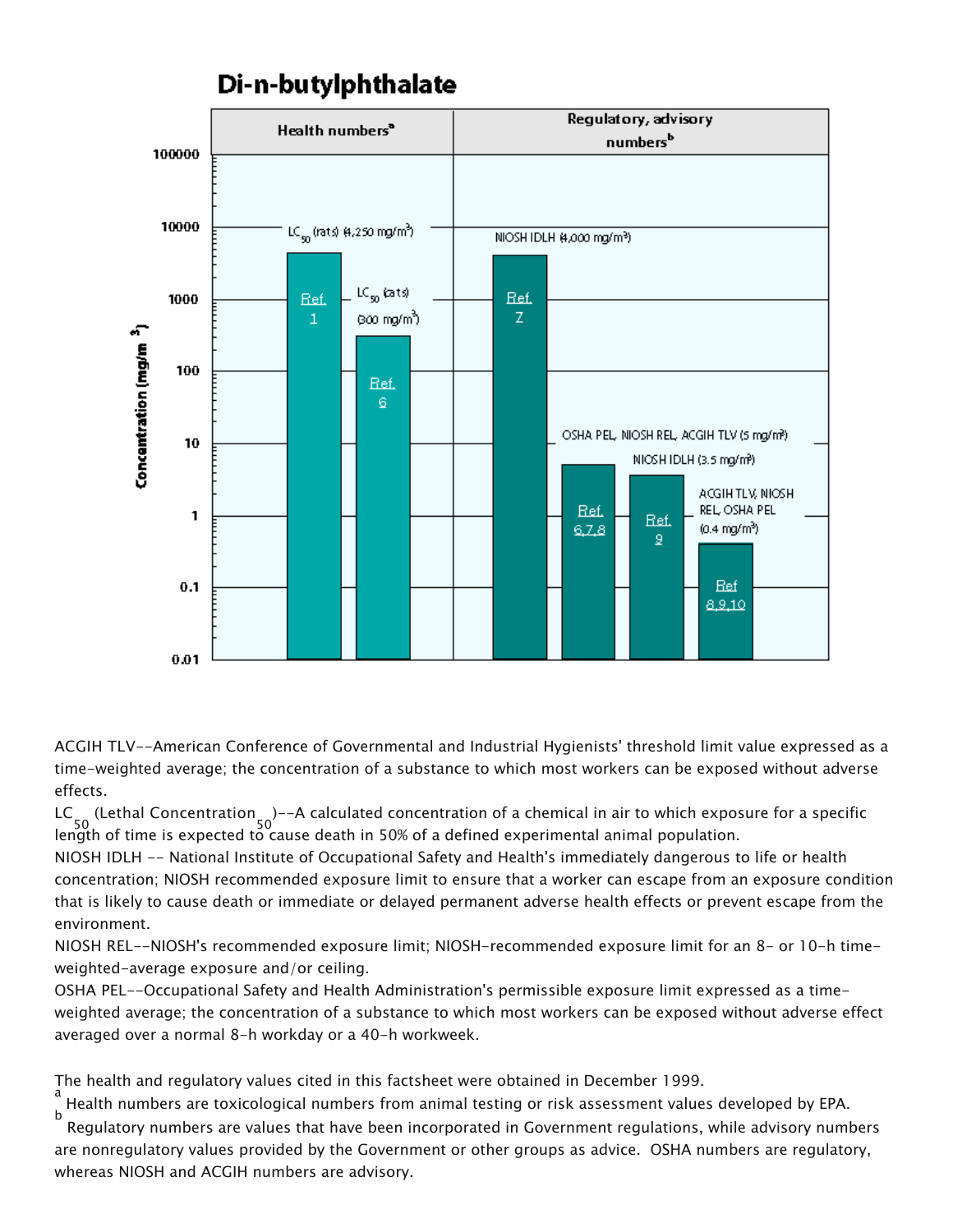## Di-n-butylphthalate

| Health numbers[a] | | Regulatory, advisory numbers[b] | | | |
|---|---|---|---|---|---|
| $LC_{50}$ (rats) (4,250 mg/m³) | $LC_{50}$ (cats) (300 mg/m³) | NIOSH IDLH (4,000 mg/m³) | OSHA PEL, NIOSH REL, ACGIH TLV (5 mg/m³) | NIOSH IDLH (3.5 mg/m³) | ACGIH TLV, NIOSH REL, OSHA PEL (0.4 mg/m³) |
| Ref. 1 | Ref. 6 | Ref. 7 | Ref. 6,7,8 | Ref. 9 | Ref 8,9,10 |

Concentration (mg/m³)

ACGIH TLV--American Conference of Governmental and Industrial Hygienists' threshold limit value expressed as a time-weighted average; the concentration of a substance to which most workers can be exposed without adverse effects.

$LC_{50}$ (Lethal Concentration$_{50}$)--A calculated concentration of a chemical in air to which exposure for a specific length of time is expected to cause death in 50% of a defined experimental animal population.

NIOSH IDLH -- National Institute of Occupational Safety and Health's immediately dangerous to life or health concentration; NIOSH recommended exposure limit to ensure that a worker can escape from an exposure condition that is likely to cause death or immediate or delayed permanent adverse health effects or prevent escape from the environment.

NIOSH REL--NIOSH's recommended exposure limit; NIOSH-recommended exposure limit for an 8- or 10-h time-weighted-average exposure and/or ceiling.

OSHA PEL--Occupational Safety and Health Administration's permissible exposure limit expressed as a time-weighted average; the concentration of a substance to which most workers can be exposed without adverse effect averaged over a normal 8-h workday or a 40-h workweek.

The health and regulatory values cited in this factsheet were obtained in December 1999.

[a] Health numbers are toxicological numbers from animal testing or risk assessment values developed by EPA.

[b] Regulatory numbers are values that have been incorporated in Government regulations, while advisory numbers are nonregulatory values provided by the Government or other groups as advice. OSHA numbers are regulatory, whereas NIOSH and ACGIH numbers are advisory.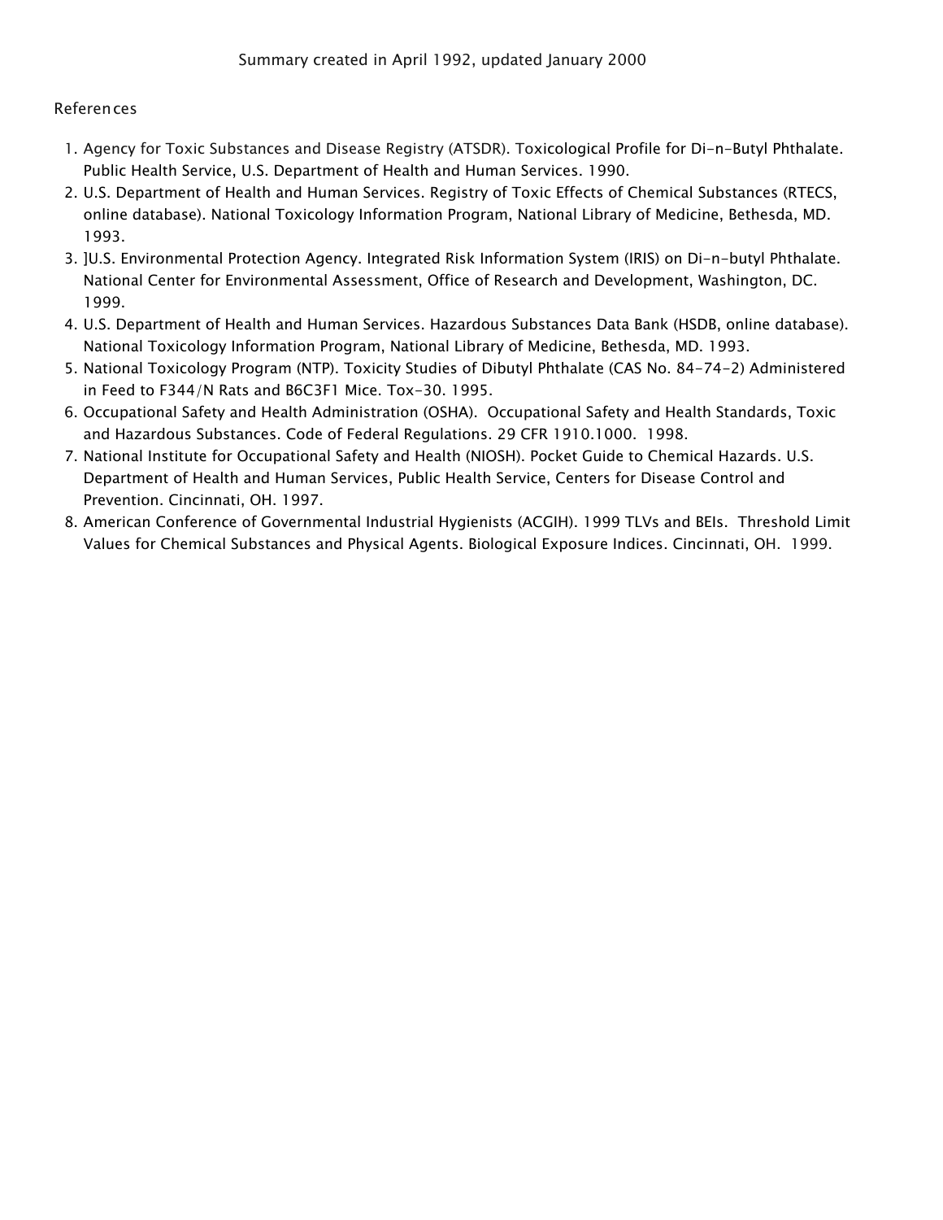Summary created in April 1992, updated January 2000

References

1. Agency for Toxic Substances and Disease Registry (ATSDR). Toxicological Profile for Di-n-Butyl Phthalate. Public Health Service, U.S. Department of Health and Human Services. 1990.
2. U.S. Department of Health and Human Services. Registry of Toxic Effects of Chemical Substances (RTECS, online database). National Toxicology Information Program, National Library of Medicine, Bethesda, MD. 1993.
3. ]U.S. Environmental Protection Agency. Integrated Risk Information System (IRIS) on Di-n-butyl Phthalate. National Center for Environmental Assessment, Office of Research and Development, Washington, DC. 1999.
4. U.S. Department of Health and Human Services. Hazardous Substances Data Bank (HSDB, online database). National Toxicology Information Program, National Library of Medicine, Bethesda, MD. 1993.
5. National Toxicology Program (NTP). Toxicity Studies of Dibutyl Phthalate (CAS No. 84-74-2) Administered in Feed to F344/N Rats and B6C3F1 Mice. Tox-30. 1995.
6. Occupational Safety and Health Administration (OSHA). Occupational Safety and Health Standards, Toxic and Hazardous Substances. Code of Federal Regulations. 29 CFR 1910.1000. 1998.
7. National Institute for Occupational Safety and Health (NIOSH). Pocket Guide to Chemical Hazards. U.S. Department of Health and Human Services, Public Health Service, Centers for Disease Control and Prevention. Cincinnati, OH. 1997.
8. American Conference of Governmental Industrial Hygienists (ACGIH). 1999 TLVs and BEIs. Threshold Limit Values for Chemical Substances and Physical Agents. Biological Exposure Indices. Cincinnati, OH. 1999.